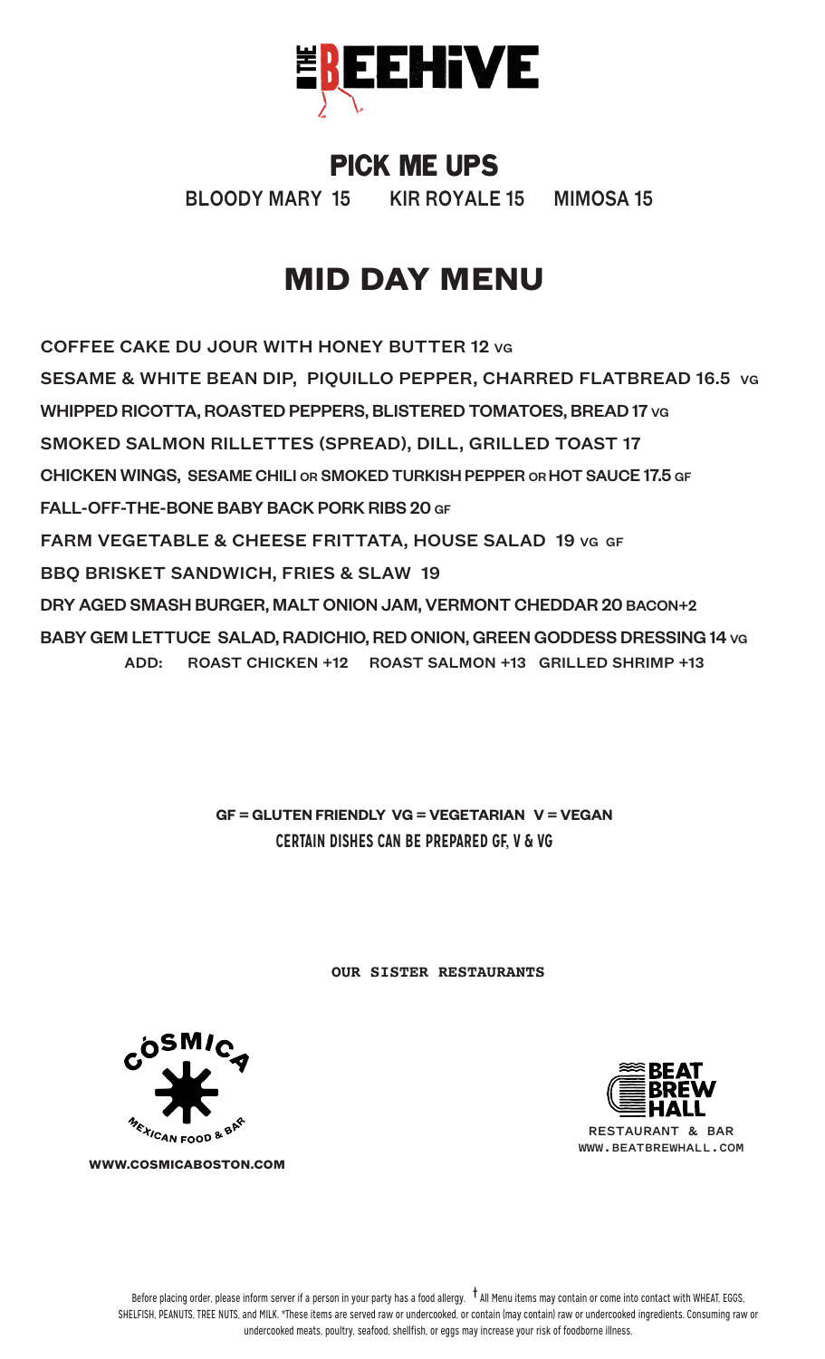# THE BEEHIVE

## PICK ME UPS

**BLOODY MARY 15** **KIR ROYALE 15** **MIMOSA 15**

## MID DAY MENU

**COFFEE CAKE DU JOUR WITH HONEY BUTTER 12** VG

**SESAME & WHITE BEAN DIP, PIQUILLO PEPPER, CHARRED FLATBREAD 16.5** VG

**WHIPPED RICOTTA, ROASTED PEPPERS, BLISTERED TOMATOES, BREAD 17** VG

**SMOKED SALMON RILLETTES (SPREAD), DILL, GRILLED TOAST 17**

**CHICKEN WINGS, SESAME CHILI OR SMOKED TURKISH PEPPER OR HOT SAUCE 17.5** GF

**FALL-OFF-THE-BONE BABY BACK PORK RIBS 20** GF

**FARM VEGETABLE & CHEESE FRITTATA, HOUSE SALAD 19** VG GF

**BBQ BRISKET SANDWICH, FRIES & SLAW 19**

**DRY AGED SMASH BURGER, MALT ONION JAM, VERMONT CHEDDAR 20** BACON+2

**BABY GEM LETTUCE SALAD, RADICHIO, RED ONION, GREEN GODDESS DRESSING 14** VG

ADD: ROAST CHICKEN +12 ROAST SALMON +13 GRILLED SHRIMP +13

**GF = GLUTEN FRIENDLY VG = VEGETARIAN V = VEGAN**

CERTAIN DISHES CAN BE PREPARED GF, V & VG

**OUR SISTER RESTAURANTS**

COSMICA MEXICAN FOOD & BAR
WWW.COSMICABOSTON.COM

BEAT BREW HALL
RESTAURANT & BAR
WWW.BEATBREWHALL.COM

Before placing order, please inform server if a person in your party has a food allergy. † All Menu items may contain or come into contact with WHEAT, EGGS, SHELFISH, PEANUTS, TREE NUTS, and MILK. *These items are served raw or undercooked, or contain (may contain) raw or undercooked ingredients. Consuming raw or undercooked meats, poultry, seafood, shellfish, or eggs may increase your risk of foodborne illness.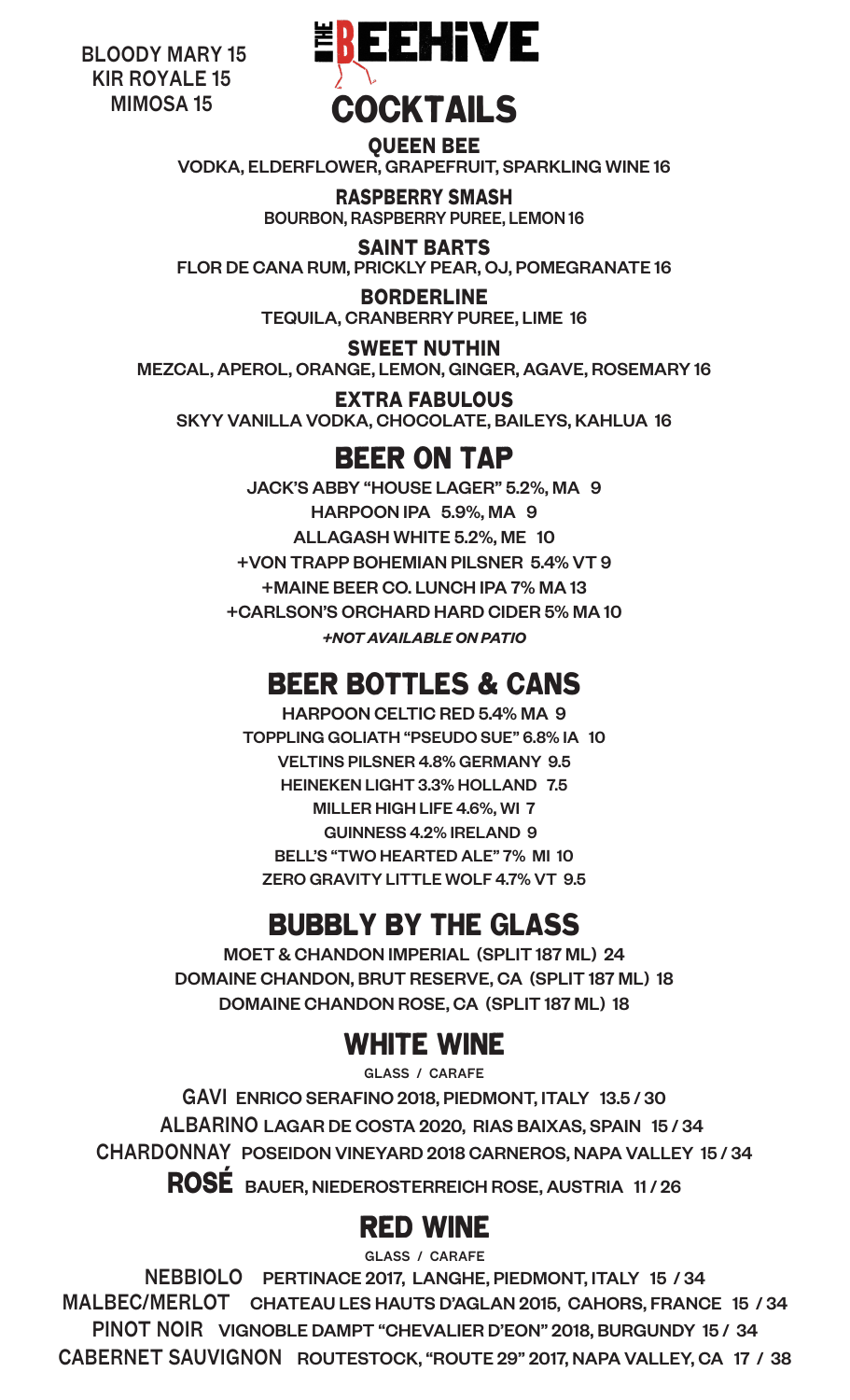BLOODY MARY 15
KIR ROYALE 15
MIMOSA 15

# THE BEEHIVE

## COCKTAILS

**QUEEN BEE**
VODKA, ELDERFLOWER, GRAPEFRUIT, SPARKLING WINE 16

**RASPBERRY SMASH**
BOURBON, RASPBERRY PUREE, LEMON 16

**SAINT BARTS**
FLOR DE CANA RUM, PRICKLY PEAR, OJ, POMEGRANATE 16

**BORDERLINE**
TEQUILA, CRANBERRY PUREE, LIME 16

**SWEET NUTHIN**
MEZCAL, APEROL, ORANGE, LEMON, GINGER, AGAVE, ROSEMARY 16

**EXTRA FABULOUS**
SKYY VANILLA VODKA, CHOCOLATE, BAILEYS, KAHLUA 16

## BEER ON TAP

JACK'S ABBY "HOUSE LAGER" 5.2%, MA 9
HARPOON IPA 5.9%, MA 9
ALLAGASH WHITE 5.2%, ME 10
+VON TRAPP BOHEMIAN PILSNER 5.4% VT 9
+MAINE BEER CO. LUNCH IPA 7% MA 13
+CARLSON'S ORCHARD HARD CIDER 5% MA 10
*+NOT AVAILABLE ON PATIO*

## BEER BOTTLES & CANS

HARPOON CELTIC RED 5.4% MA 9
TOPPLING GOLIATH "PSEUDO SUE" 6.8% IA 10
VELTINS PILSNER 4.8% GERMANY 9.5
HEINEKEN LIGHT 3.3% HOLLAND 7.5
MILLER HIGH LIFE 4.6%, WI 7
GUINNESS 4.2% IRELAND 9
BELL'S "TWO HEARTED ALE" 7% MI 10
ZERO GRAVITY LITTLE WOLF 4.7% VT 9.5

## BUBBLY BY THE GLASS

MOET & CHANDON IMPERIAL (SPLIT 187 ML) 24
DOMAINE CHANDON, BRUT RESERVE, CA (SPLIT 187 ML) 18
DOMAINE CHANDON ROSE, CA (SPLIT 187 ML) 18

## WHITE WINE

GLASS / CARAFE

**GAVI** ENRICO SERAFINO 2018, PIEDMONT, ITALY 13.5 / 30
**ALBARINO** LAGAR DE COSTA 2020, RIAS BAIXAS, SPAIN 15 / 34
**CHARDONNAY** POSEIDON VINEYARD 2018 CARNEROS, NAPA VALLEY 15 / 34
**ROSÉ** BAUER, NIEDEROSTERREICH ROSE, AUSTRIA 11 / 26

## RED WINE

GLASS / CARAFE

**NEBBIOLO** PERTINACE 2017, LANGHE, PIEDMONT, ITALY 15 / 34
**MALBEC/MERLOT** CHATEAU LES HAUTS D'AGLAN 2015, CAHORS, FRANCE 15 / 34
**PINOT NOIR** VIGNOBLE DAMPT "CHEVALIER D'EON" 2018, BURGUNDY 15 / 34
**CABERNET SAUVIGNON** ROUTESTOCK, "ROUTE 29" 2017, NAPA VALLEY, CA 17 / 38